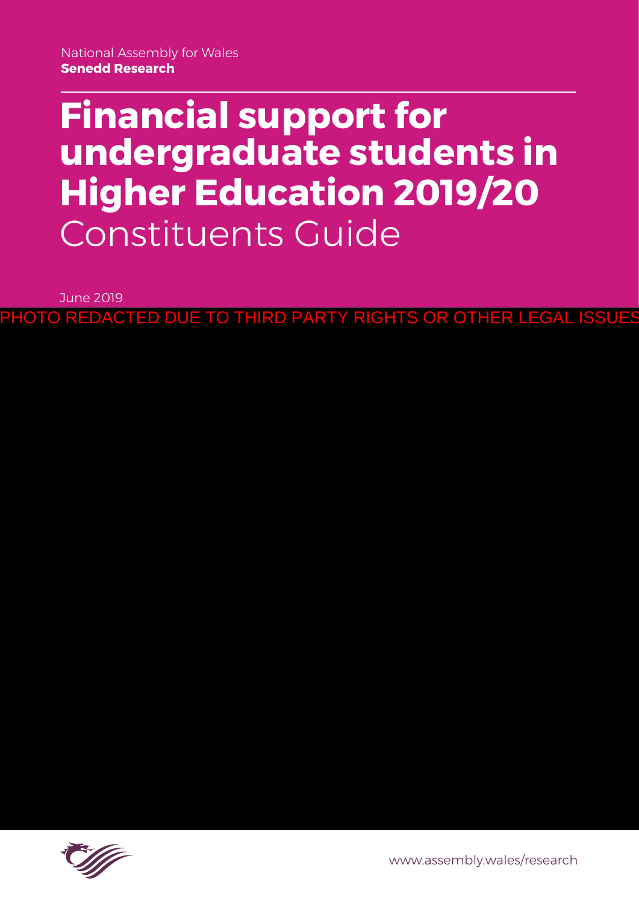National Assembly for Wales
**Senedd Research**

# Financial support for undergraduate students in Higher Education 2019/20
Constituents Guide

June 2019

PHOTO REDACTED DUE TO THIRD PARTY RIGHTS OR OTHER LEGAL ISSUES

www.assembly.wales/research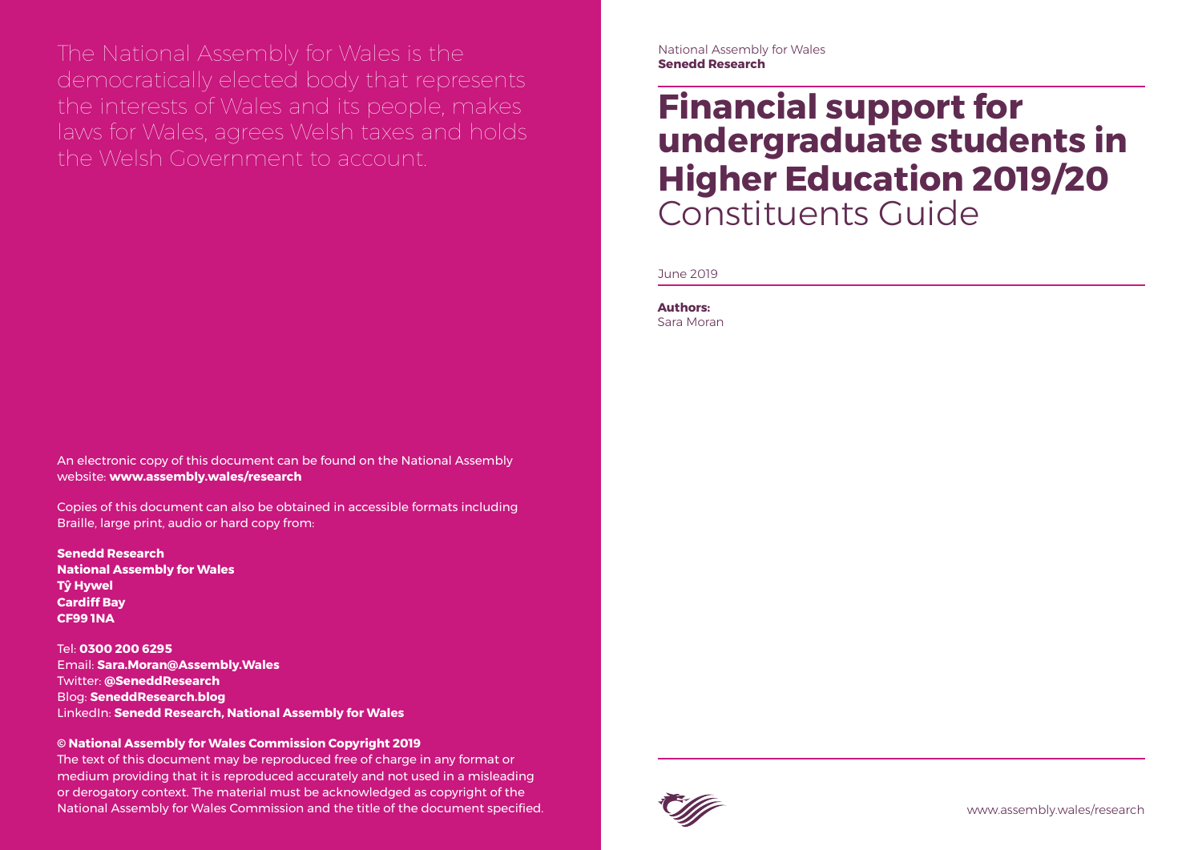The National Assembly for Wales is the democratically elected body that represents the interests of Wales and its people, makes laws for Wales, agrees Welsh taxes and holds the Welsh Government to account.

An electronic copy of this document can be found on the National Assembly website: **www.assembly.wales/research**

Copies of this document can also be obtained in accessible formats including Braille, large print, audio or hard copy from:

**Senedd Research**
**National Assembly for Wales**
**Tŷ Hywel**
**Cardiff Bay**
**CF99 1NA**

Tel: **0300 200 6295**
Email: **Sara.Moran@Assembly.Wales**
Twitter: **@SeneddResearch**
Blog: **SeneddResearch.blog**
LinkedIn: **Senedd Research, National Assembly for Wales**

**© National Assembly for Wales Commission Copyright 2019**
The text of this document may be reproduced free of charge in any format or medium providing that it is reproduced accurately and not used in a misleading or derogatory context. The material must be acknowledged as copyright of the National Assembly for Wales Commission and the title of the document specified.

National Assembly for Wales
**Senedd Research**

# **Financial support for undergraduate students in Higher Education 2019/20** Constituents Guide

June 2019

**Authors:**
Sara Moran

www.assembly.wales/research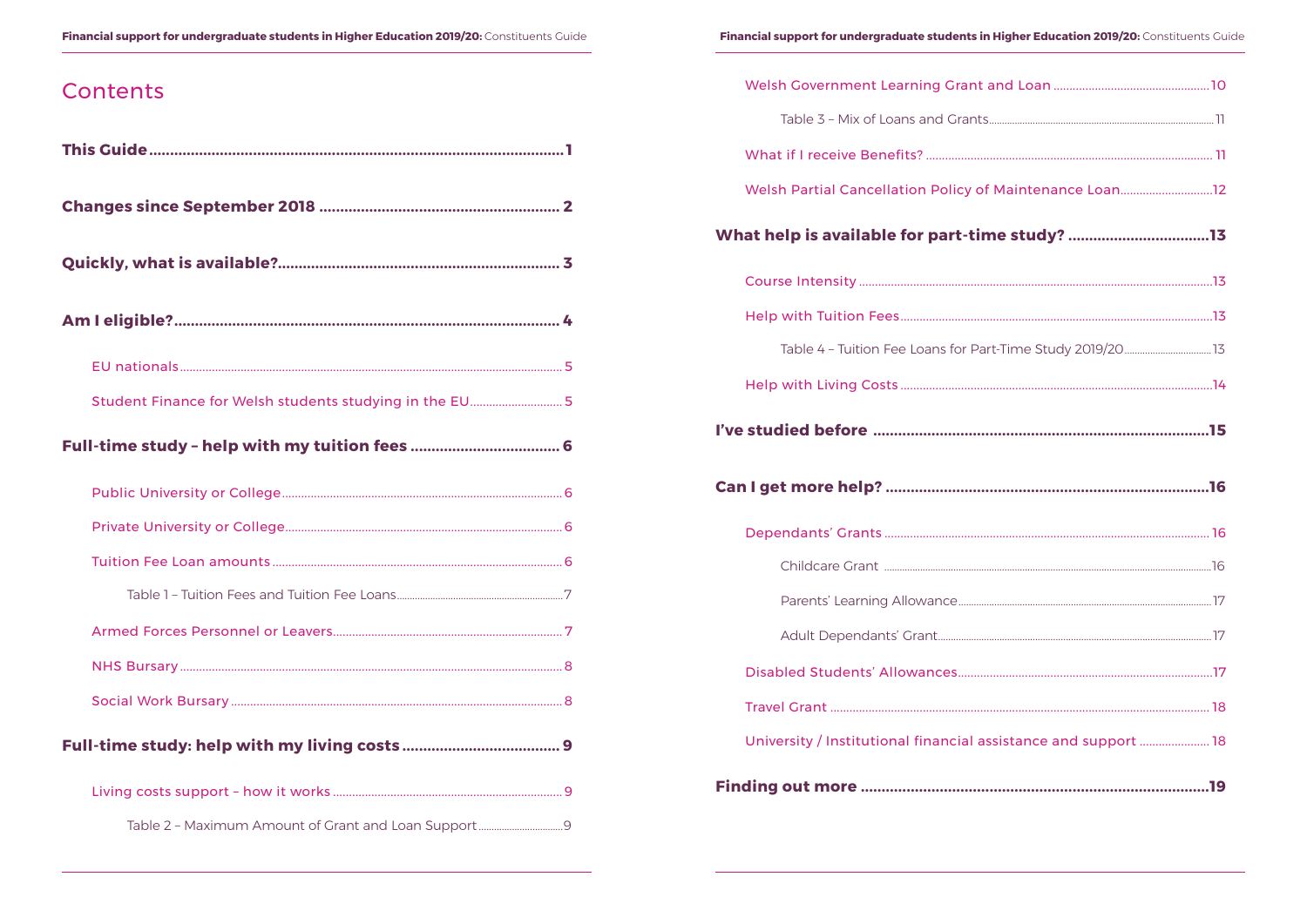# Contents

**This Guide** ..... **1**

**Changes since September 2018** ..... **2**

**Quickly, what is available?** ..... **3**

**Am I eligible?** ..... **4**

- EU nationals ..... 5
- Student Finance for Welsh students studying in the EU ..... 5

**Full-time study – help with my tuition fees** ..... **6**

- Public University or College ..... 6
- Private University or College ..... 6
- Tuition Fee Loan amounts ..... 6
    - Table 1 – Tuition Fees and Tuition Fee Loans ..... 7
- Armed Forces Personnel or Leavers ..... 7
- NHS Bursary ..... 8
- Social Work Bursary ..... 8

**Full-time study: help with my living costs** ..... **9**

- Living costs support – how it works ..... 9
    - Table 2 – Maximum Amount of Grant and Loan Support ..... 9
- Welsh Government Learning Grant and Loan ..... 10
    - Table 3 – Mix of Loans and Grants ..... 11
- What if I receive Benefits? ..... 11
- Welsh Partial Cancellation Policy of Maintenance Loan ..... 12

**What help is available for part-time study?** ..... **13**

- Course Intensity ..... 13
- Help with Tuition Fees ..... 13
    - Table 4 – Tuition Fee Loans for Part-Time Study 2019/20 ..... 13
- Help with Living Costs ..... 14

**I've studied before** ..... **15**

**Can I get more help?** ..... **16**

- Dependants' Grants ..... 16
    - Childcare Grant ..... 16
    - Parents' Learning Allowance ..... 17
    - Adult Dependants' Grant ..... 17
- Disabled Students' Allowances ..... 17
- Travel Grant ..... 18
- University / Institutional financial assistance and support ..... 18

**Finding out more** ..... **19**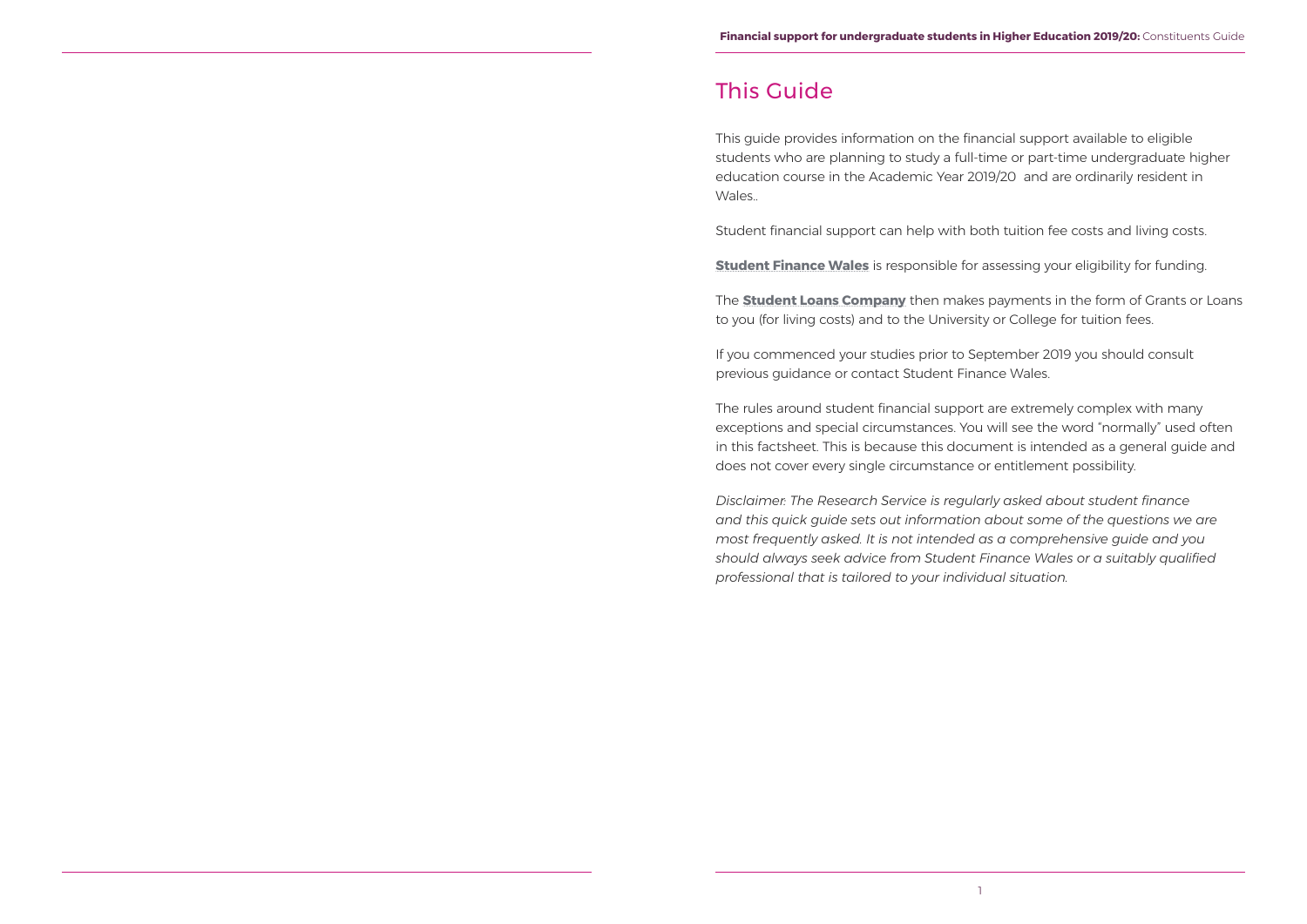# This Guide

This guide provides information on the financial support available to eligible students who are planning to study a full-time or part-time undergraduate higher education course in the Academic Year 2019/20 and are ordinarily resident in Wales..

Student financial support can help with both tuition fee costs and living costs.

**Student Finance Wales** is responsible for assessing your eligibility for funding.

The **Student Loans Company** then makes payments in the form of Grants or Loans to you (for living costs) and to the University or College for tuition fees.

If you commenced your studies prior to September 2019 you should consult previous guidance or contact Student Finance Wales.

The rules around student financial support are extremely complex with many exceptions and special circumstances. You will see the word "normally" used often in this factsheet. This is because this document is intended as a general guide and does not cover every single circumstance or entitlement possibility.

*Disclaimer: The Research Service is regularly asked about student finance and this quick guide sets out information about some of the questions we are most frequently asked. It is not intended as a comprehensive guide and you should always seek advice from Student Finance Wales or a suitably qualified professional that is tailored to your individual situation.*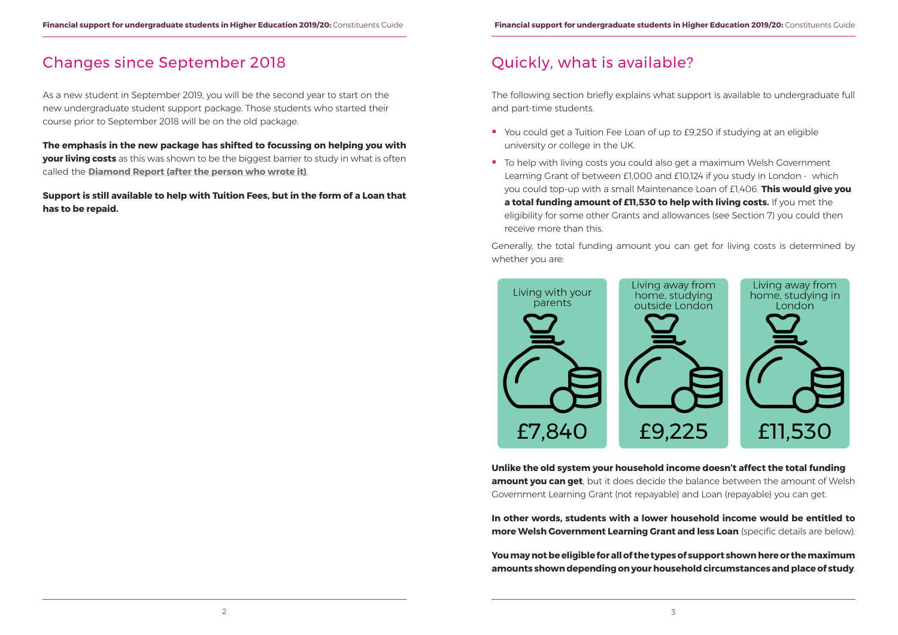## Changes since September 2018

As a new student in September 2019, you will be the second year to start on the new undergraduate student support package. Those students who started their course prior to September 2018 will be on the old package.

**The emphasis in the new package has shifted to focussing on helping you with your living costs** as this was shown to be the biggest barrier to study in what is often called the **Diamond Report (after the person who wrote it)**.

**Support is still available to help with Tuition Fees, but in the form of a Loan that has to be repaid.**

## Quickly, what is available?

The following section briefly explains what support is available to undergraduate full and part-time students.

- You could get a Tuition Fee Loan of up to £9,250 if studying at an eligible university or college in the UK.
- To help with living costs you could also get a maximum Welsh Government Learning Grant of between £1,000 and £10,124 if you study in London - which you could top-up with a small Maintenance Loan of £1,406. **This would give you a total funding amount of £11,530 to help with living costs.** If you met the eligibility for some other Grants and allowances (see Section 7) you could then receive more than this.

Generally, the total funding amount you can get for living costs is determined by whether you are:

| Living with your parents | Living away from home, studying outside London | Living away from home, studying in London |
|---|---|---|
| £7,840 | £9,225 | £11,530 |

**Unlike the old system your household income doesn't affect the total funding amount you can get**, but it does decide the balance between the amount of Welsh Government Learning Grant (not repayable) and Loan (repayable) you can get.

**In other words, students with a lower household income would be entitled to more Welsh Government Learning Grant and less Loan** (specific details are below).

**You may not be eligible for all of the types of support shown here or the maximum amounts shown depending on your household circumstances and place of study**.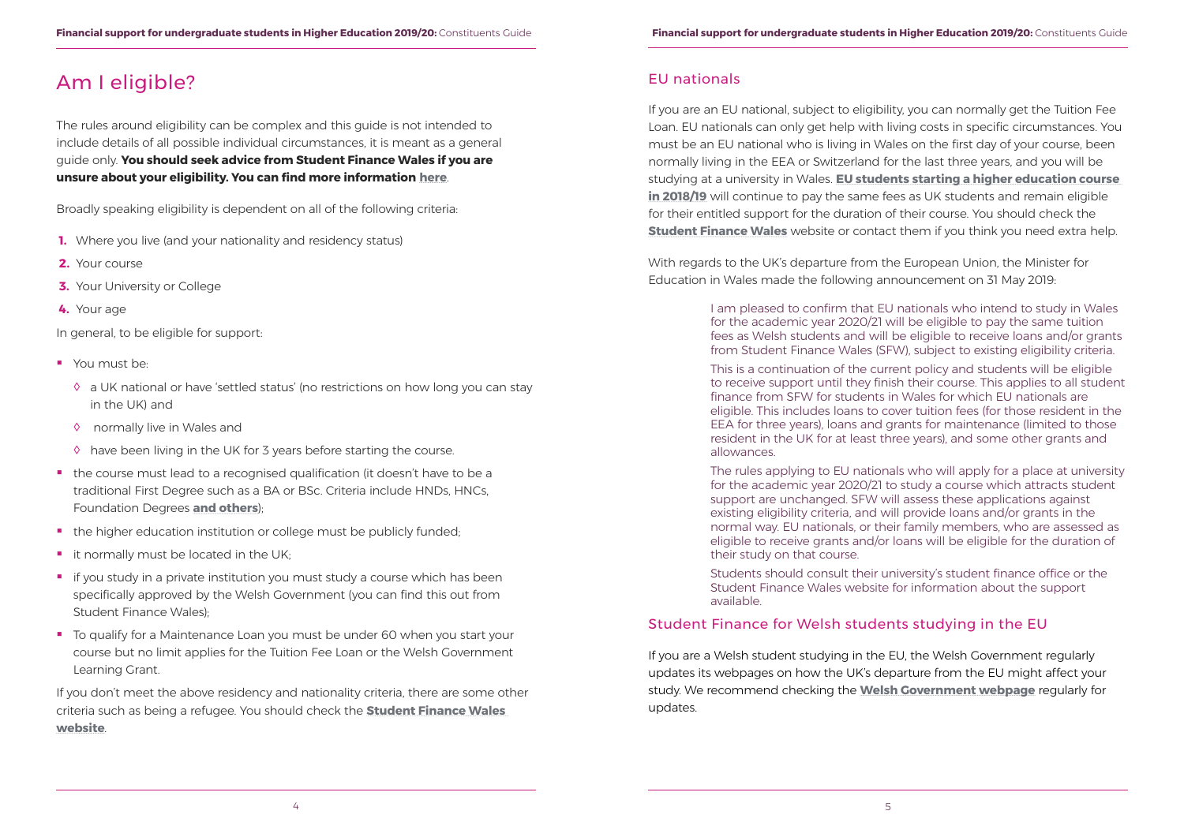# Am I eligible?

The rules around eligibility can be complex and this guide is not intended to include details of all possible individual circumstances, it is meant as a general guide only. **You should seek advice from Student Finance Wales if you are unsure about your eligibility. You can find more information here**.

Broadly speaking eligibility is dependent on all of the following criteria:

1. Where you live (and your nationality and residency status)
2. Your course
3. Your University or College
4. Your age

In general, to be eligible for support:

- You must be:
  - ◊ a UK national or have 'settled status' (no restrictions on how long you can stay in the UK) and
  - ◊ normally live in Wales and
  - ◊ have been living in the UK for 3 years before starting the course.
- the course must lead to a recognised qualification (it doesn't have to be a traditional First Degree such as a BA or BSc. Criteria include HNDs, HNCs, Foundation Degrees **and others**);
- the higher education institution or college must be publicly funded;
- it normally must be located in the UK;
- if you study in a private institution you must study a course which has been specifically approved by the Welsh Government (you can find this out from Student Finance Wales);
- To qualify for a Maintenance Loan you must be under 60 when you start your course but no limit applies for the Tuition Fee Loan or the Welsh Government Learning Grant.

If you don't meet the above residency and nationality criteria, there are some other criteria such as being a refugee. You should check the **Student Finance Wales website**.

## EU nationals

If you are an EU national, subject to eligibility, you can normally get the Tuition Fee Loan. EU nationals can only get help with living costs in specific circumstances. You must be an EU national who is living in Wales on the first day of your course, been normally living in the EEA or Switzerland for the last three years, and you will be studying at a university in Wales. **EU students starting a higher education course in 2018/19** will continue to pay the same fees as UK students and remain eligible for their entitled support for the duration of their course. You should check the **Student Finance Wales** website or contact them if you think you need extra help.

With regards to the UK's departure from the European Union, the Minister for Education in Wales made the following announcement on 31 May 2019:

> I am pleased to confirm that EU nationals who intend to study in Wales for the academic year 2020/21 will be eligible to pay the same tuition fees as Welsh students and will be eligible to receive loans and/or grants from Student Finance Wales (SFW), subject to existing eligibility criteria.
>
> This is a continuation of the current policy and students will be eligible to receive support until they finish their course. This applies to all student finance from SFW for students in Wales for which EU nationals are eligible. This includes loans to cover tuition fees (for those resident in the EEA for three years), loans and grants for maintenance (limited to those resident in the UK for at least three years), and some other grants and allowances.
>
> The rules applying to EU nationals who will apply for a place at university for the academic year 2020/21 to study a course which attracts student support are unchanged. SFW will assess these applications against existing eligibility criteria, and will provide loans and/or grants in the normal way. EU nationals, or their family members, who are assessed as eligible to receive grants and/or loans will be eligible for the duration of their study on that course.
>
> Students should consult their university's student finance office or the Student Finance Wales website for information about the support available.

## Student Finance for Welsh students studying in the EU

If you are a Welsh student studying in the EU, the Welsh Government regularly updates its webpages on how the UK's departure from the EU might affect your study. We recommend checking the **Welsh Government webpage** regularly for updates.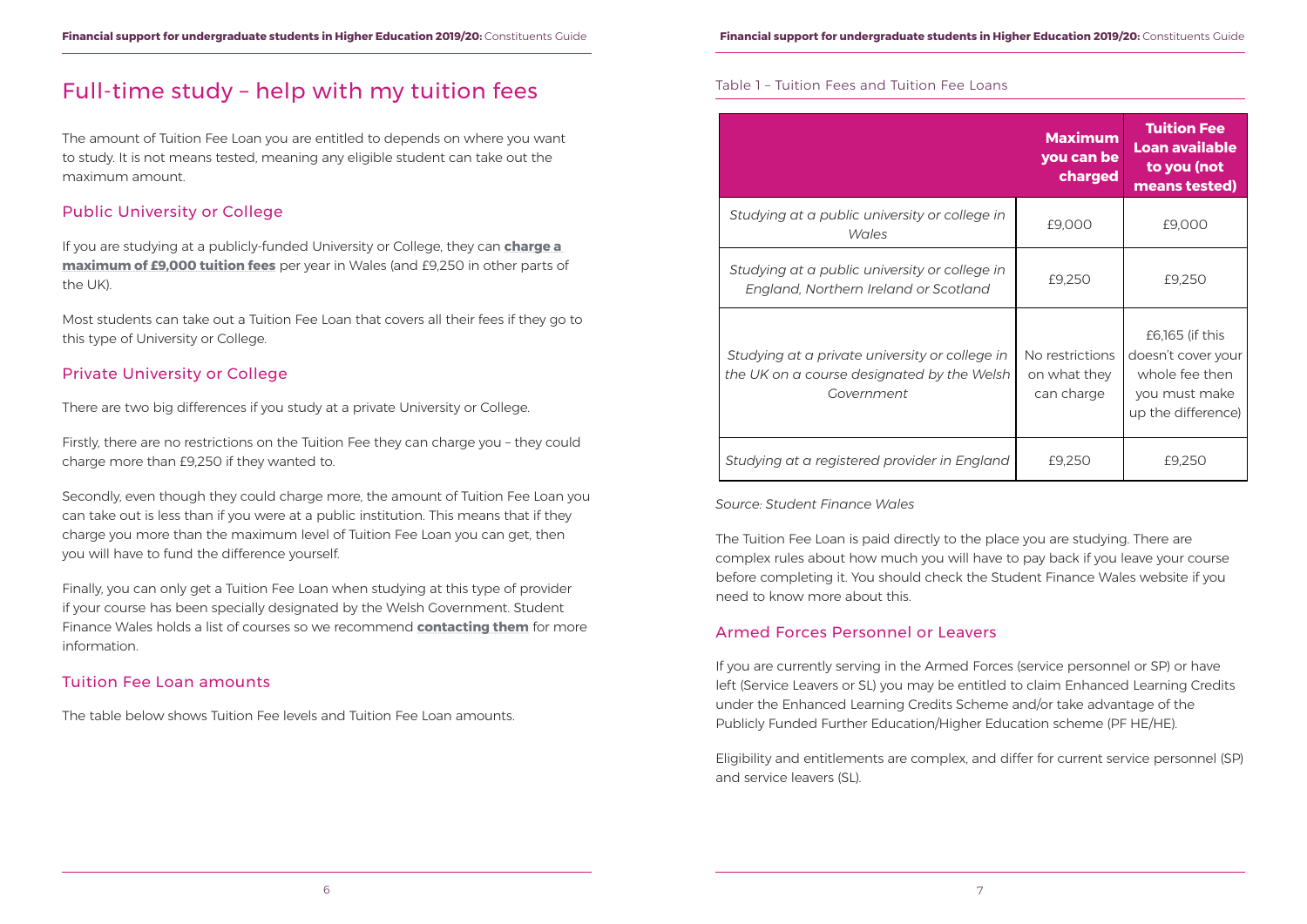# Full-time study – help with my tuition fees

The amount of Tuition Fee Loan you are entitled to depends on where you want to study. It is not means tested, meaning any eligible student can take out the maximum amount.

## Public University or College

If you are studying at a publicly-funded University or College, they can **charge a maximum of £9,000 tuition fees** per year in Wales (and £9,250 in other parts of the UK).

Most students can take out a Tuition Fee Loan that covers all their fees if they go to this type of University or College.

## Private University or College

There are two big differences if you study at a private University or College.

Firstly, there are no restrictions on the Tuition Fee they can charge you – they could charge more than £9,250 if they wanted to.

Secondly, even though they could charge more, the amount of Tuition Fee Loan you can take out is less than if you were at a public institution. This means that if they charge you more than the maximum level of Tuition Fee Loan you can get, then you will have to fund the difference yourself.

Finally, you can only get a Tuition Fee Loan when studying at this type of provider if your course has been specially designated by the Welsh Government. Student Finance Wales holds a list of courses so we recommend **contacting them** for more information.

## Tuition Fee Loan amounts

The table below shows Tuition Fee levels and Tuition Fee Loan amounts.

Table 1 – Tuition Fees and Tuition Fee Loans

| | Maximum you can be charged | Tuition Fee Loan available to you (not means tested) |
|---|---|---|
| *Studying at a public university or college in Wales* | £9,000 | £9,000 |
| *Studying at a public university or college in England, Northern Ireland or Scotland* | £9,250 | £9,250 |
| *Studying at a private university or college in the UK on a course designated by the Welsh Government* | No restrictions on what they can charge | £6,165 (if this doesn't cover your whole fee then you must make up the difference) |
| *Studying at a registered provider in England* | £9,250 | £9,250 |

*Source: Student Finance Wales*

The Tuition Fee Loan is paid directly to the place you are studying. There are complex rules about how much you will have to pay back if you leave your course before completing it. You should check the Student Finance Wales website if you need to know more about this.

## Armed Forces Personnel or Leavers

If you are currently serving in the Armed Forces (service personnel or SP) or have left (Service Leavers or SL) you may be entitled to claim Enhanced Learning Credits under the Enhanced Learning Credits Scheme and/or take advantage of the Publicly Funded Further Education/Higher Education scheme (PF HE/HE).

Eligibility and entitlements are complex, and differ for current service personnel (SP) and service leavers (SL).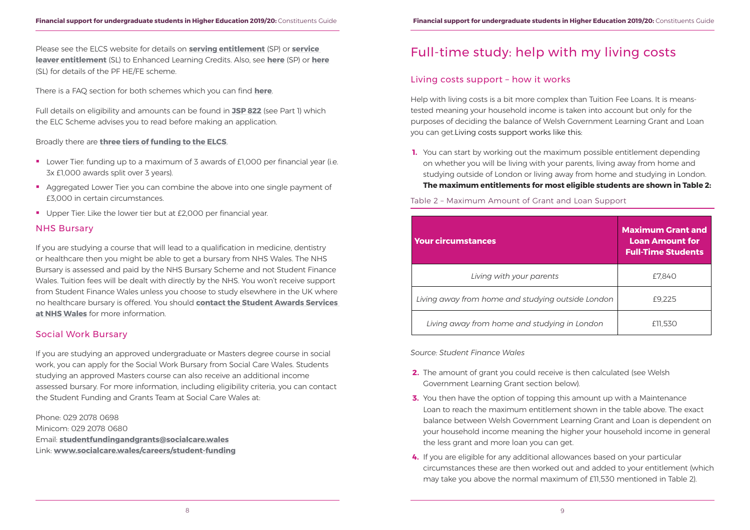Please see the ELCS website for details on **serving entitlement** (SP) or **service leaver entitlement** (SL) to Enhanced Learning Credits. Also, see **here** (SP) or **here** (SL) for details of the PF HE/FE scheme.

There is a FAQ section for both schemes which you can find **here**.

Full details on eligibility and amounts can be found in **JSP 822** (see Part 1) which the ELC Scheme advises you to read before making an application.

Broadly there are **three tiers of funding to the ELCS**.

- Lower Tier: funding up to a maximum of 3 awards of £1,000 per financial year (i.e. 3x £1,000 awards split over 3 years).
- Aggregated Lower Tier: you can combine the above into one single payment of £3,000 in certain circumstances.
- Upper Tier: Like the lower tier but at £2,000 per financial year.

## NHS Bursary

If you are studying a course that will lead to a qualification in medicine, dentistry or healthcare then you might be able to get a bursary from NHS Wales. The NHS Bursary is assessed and paid by the NHS Bursary Scheme and not Student Finance Wales. Tuition fees will be dealt with directly by the NHS. You won't receive support from Student Finance Wales unless you choose to study elsewhere in the UK where no healthcare bursary is offered. You should **contact the Student Awards Services at NHS Wales** for more information.

## Social Work Bursary

If you are studying an approved undergraduate or Masters degree course in social work, you can apply for the Social Work Bursary from Social Care Wales. Students studying an approved Masters course can also receive an additional income assessed bursary. For more information, including eligibility criteria, you can contact the Student Funding and Grants Team at Social Care Wales at:

Phone: 029 2078 0698
Minicom: 029 2078 0680
Email: **studentfundingandgrants@socialcare.wales**
Link: **www.socialcare.wales/careers/student-funding**

# Full-time study: help with my living costs

## Living costs support – how it works

Help with living costs is a bit more complex than Tuition Fee Loans. It is means-tested meaning your household income is taken into account but only for the purposes of deciding the balance of Welsh Government Learning Grant and Loan you can get.Living costs support works like this:

1. You can start by working out the maximum possible entitlement depending on whether you will be living with your parents, living away from home and studying outside of London or living away from home and studying in London. **The maximum entitlements for most eligible students are shown in Table 2:**

Table 2 – Maximum Amount of Grant and Loan Support

| Your circumstances | Maximum Grant and Loan Amount for Full-Time Students |
|---|---|
| *Living with your parents* | £7,840 |
| *Living away from home and studying outside London* | £9,225 |
| *Living away from home and studying in London* | £11,530 |

*Source: Student Finance Wales*

2. The amount of grant you could receive is then calculated (see Welsh Government Learning Grant section below).
3. You then have the option of topping this amount up with a Maintenance Loan to reach the maximum entitlement shown in the table above. The exact balance between Welsh Government Learning Grant and Loan is dependent on your household income meaning the higher your household income in general the less grant and more loan you can get.
4. If you are eligible for any additional allowances based on your particular circumstances these are then worked out and added to your entitlement (which may take you above the normal maximum of £11,530 mentioned in Table 2).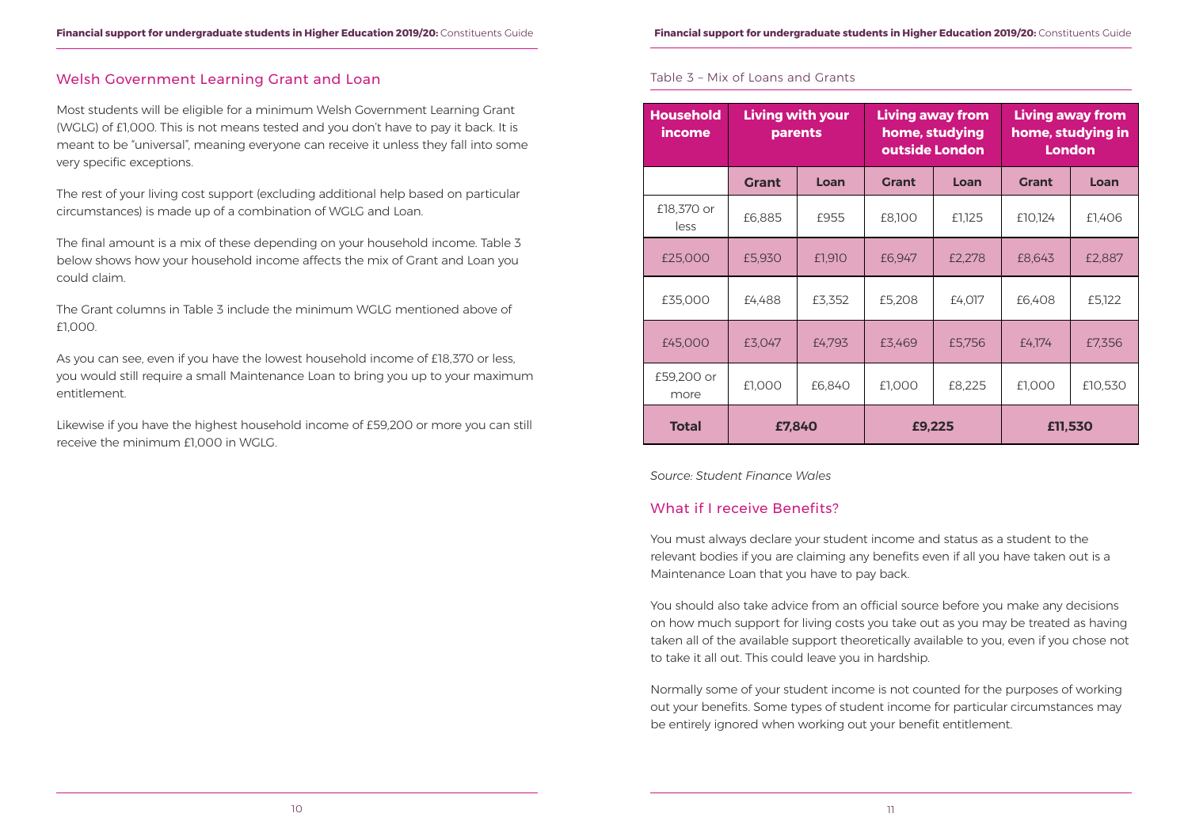## Welsh Government Learning Grant and Loan

Most students will be eligible for a minimum Welsh Government Learning Grant (WGLG) of £1,000. This is not means tested and you don't have to pay it back. It is meant to be "universal", meaning everyone can receive it unless they fall into some very specific exceptions.

The rest of your living cost support (excluding additional help based on particular circumstances) is made up of a combination of WGLG and Loan.

The final amount is a mix of these depending on your household income. Table 3 below shows how your household income affects the mix of Grant and Loan you could claim.

The Grant columns in Table 3 include the minimum WGLG mentioned above of £1,000.

As you can see, even if you have the lowest household income of £18,370 or less, you would still require a small Maintenance Loan to bring you up to your maximum entitlement.

Likewise if you have the highest household income of £59,200 or more you can still receive the minimum £1,000 in WGLG.

Table 3 – Mix of Loans and Grants

| Household income | Living with your parents | | Living away from home, studying outside London | | Living away from home, studying in London | |
|---|---|---|---|---|---|---|
| | Grant | Loan | Grant | Loan | Grant | Loan |
| £18,370 or less | £6,885 | £955 | £8,100 | £1,125 | £10,124 | £1,406 |
| £25,000 | £5,930 | £1,910 | £6,947 | £2,278 | £8,643 | £2,887 |
| £35,000 | £4,488 | £3,352 | £5,208 | £4,017 | £6,408 | £5,122 |
| £45,000 | £3,047 | £4,793 | £3,469 | £5,756 | £4,174 | £7,356 |
| £59,200 or more | £1,000 | £6,840 | £1,000 | £8,225 | £1,000 | £10,530 |
| **Total** | **£7,840** | | **£9,225** | | **£11,530** | |

*Source: Student Finance Wales*

## What if I receive Benefits?

You must always declare your student income and status as a student to the relevant bodies if you are claiming any benefits even if all you have taken out is a Maintenance Loan that you have to pay back.

You should also take advice from an official source before you make any decisions on how much support for living costs you take out as you may be treated as having taken all of the available support theoretically available to you, even if you chose not to take it all out. This could leave you in hardship.

Normally some of your student income is not counted for the purposes of working out your benefits. Some types of student income for particular circumstances may be entirely ignored when working out your benefit entitlement.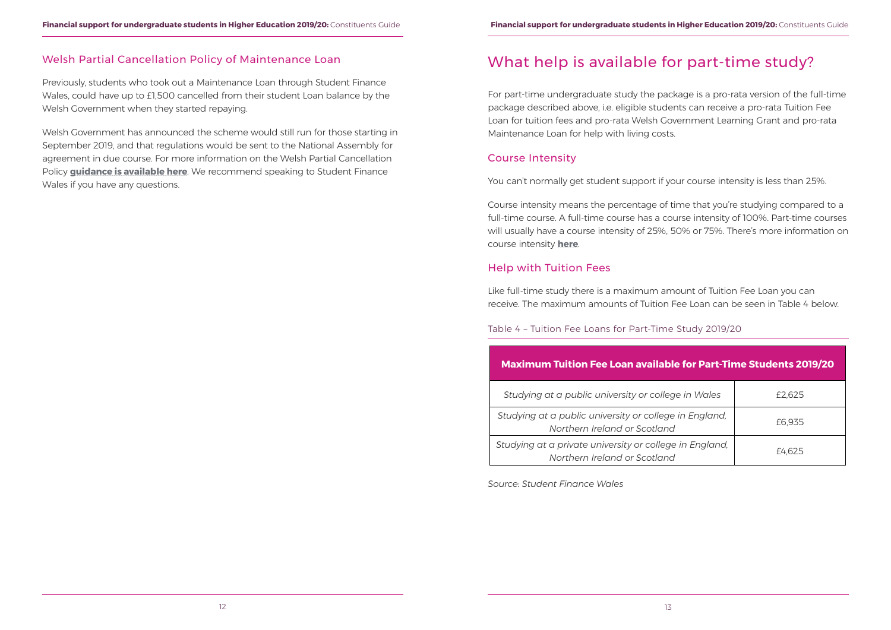## Welsh Partial Cancellation Policy of Maintenance Loan

Previously, students who took out a Maintenance Loan through Student Finance Wales, could have up to £1,500 cancelled from their student Loan balance by the Welsh Government when they started repaying.

Welsh Government has announced the scheme would still run for those starting in September 2019, and that regulations would be sent to the National Assembly for agreement in due course. For more information on the Welsh Partial Cancellation Policy **guidance is available here**. We recommend speaking to Student Finance Wales if you have any questions.

# What help is available for part-time study?

For part-time undergraduate study the package is a pro-rata version of the full-time package described above, i.e. eligible students can receive a pro-rata Tuition Fee Loan for tuition fees and pro-rata Welsh Government Learning Grant and pro-rata Maintenance Loan for help with living costs.

## Course Intensity

You can't normally get student support if your course intensity is less than 25%.

Course intensity means the percentage of time that you're studying compared to a full-time course. A full-time course has a course intensity of 100%. Part-time courses will usually have a course intensity of 25%, 50% or 75%. There's more information on course intensity **here**.

## Help with Tuition Fees

Like full-time study there is a maximum amount of Tuition Fee Loan you can receive. The maximum amounts of Tuition Fee Loan can be seen in Table 4 below.

Table 4 – Tuition Fee Loans for Part-Time Study 2019/20

| **Maximum Tuition Fee Loan available for Part-Time Students 2019/20** | |
|---|---|
| *Studying at a public university or college in Wales* | £2,625 |
| *Studying at a public university or college in England, Northern Ireland or Scotland* | £6,935 |
| *Studying at a private university or college in England, Northern Ireland or Scotland* | £4,625 |

*Source: Student Finance Wales*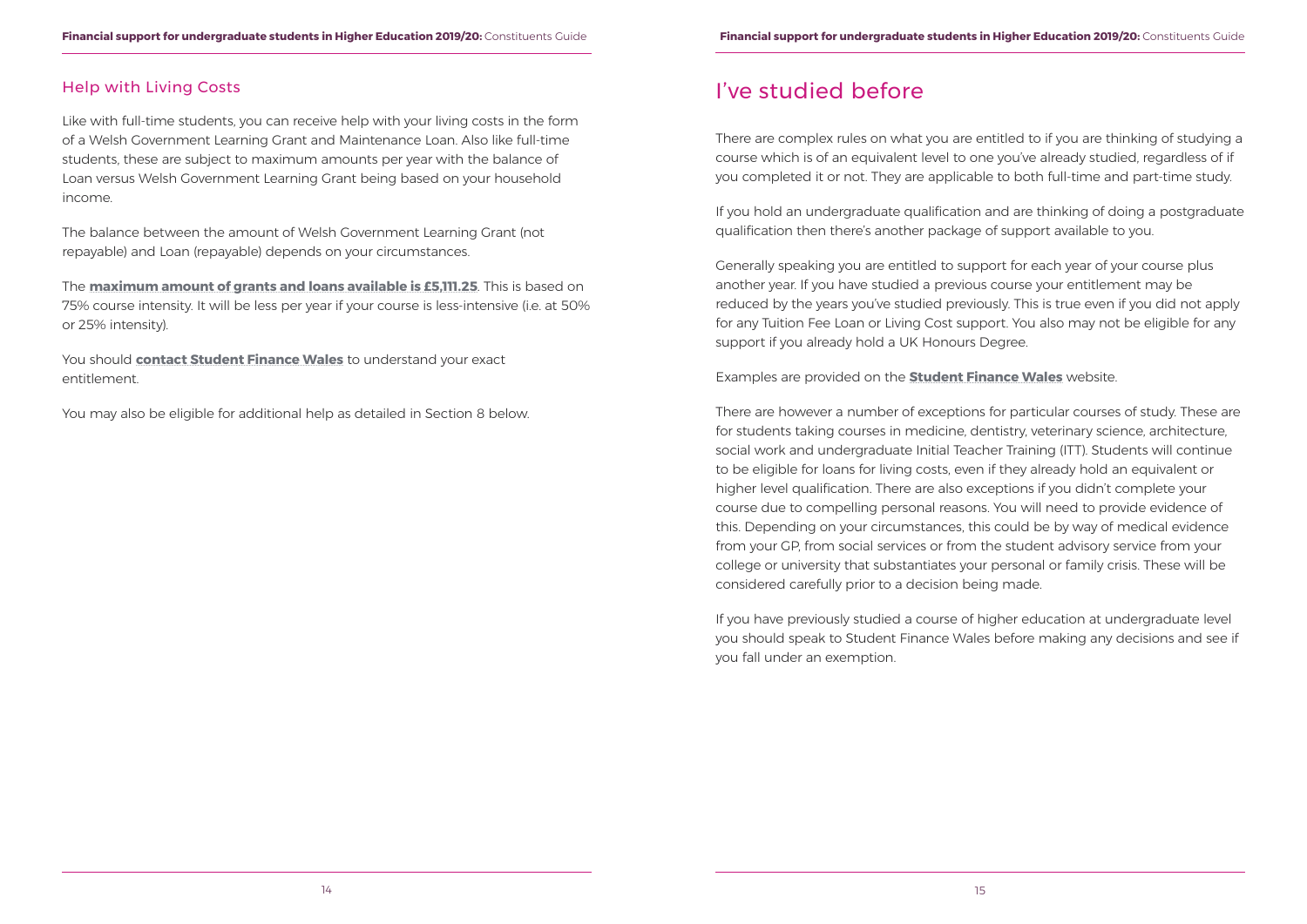## Help with Living Costs

Like with full-time students, you can receive help with your living costs in the form of a Welsh Government Learning Grant and Maintenance Loan. Also like full-time students, these are subject to maximum amounts per year with the balance of Loan versus Welsh Government Learning Grant being based on your household income.

The balance between the amount of Welsh Government Learning Grant (not repayable) and Loan (repayable) depends on your circumstances.

The **maximum amount of grants and loans available is £5,111.25**. This is based on 75% course intensity. It will be less per year if your course is less-intensive (i.e. at 50% or 25% intensity).

You should **contact Student Finance Wales** to understand your exact entitlement.

You may also be eligible for additional help as detailed in Section 8 below.

# I've studied before

There are complex rules on what you are entitled to if you are thinking of studying a course which is of an equivalent level to one you've already studied, regardless of if you completed it or not. They are applicable to both full-time and part-time study.

If you hold an undergraduate qualification and are thinking of doing a postgraduate qualification then there's another package of support available to you.

Generally speaking you are entitled to support for each year of your course plus another year. If you have studied a previous course your entitlement may be reduced by the years you've studied previously. This is true even if you did not apply for any Tuition Fee Loan or Living Cost support. You also may not be eligible for any support if you already hold a UK Honours Degree.

Examples are provided on the **Student Finance Wales** website.

There are however a number of exceptions for particular courses of study. These are for students taking courses in medicine, dentistry, veterinary science, architecture, social work and undergraduate Initial Teacher Training (ITT). Students will continue to be eligible for loans for living costs, even if they already hold an equivalent or higher level qualification. There are also exceptions if you didn't complete your course due to compelling personal reasons. You will need to provide evidence of this. Depending on your circumstances, this could be by way of medical evidence from your GP, from social services or from the student advisory service from your college or university that substantiates your personal or family crisis. These will be considered carefully prior to a decision being made.

If you have previously studied a course of higher education at undergraduate level you should speak to Student Finance Wales before making any decisions and see if you fall under an exemption.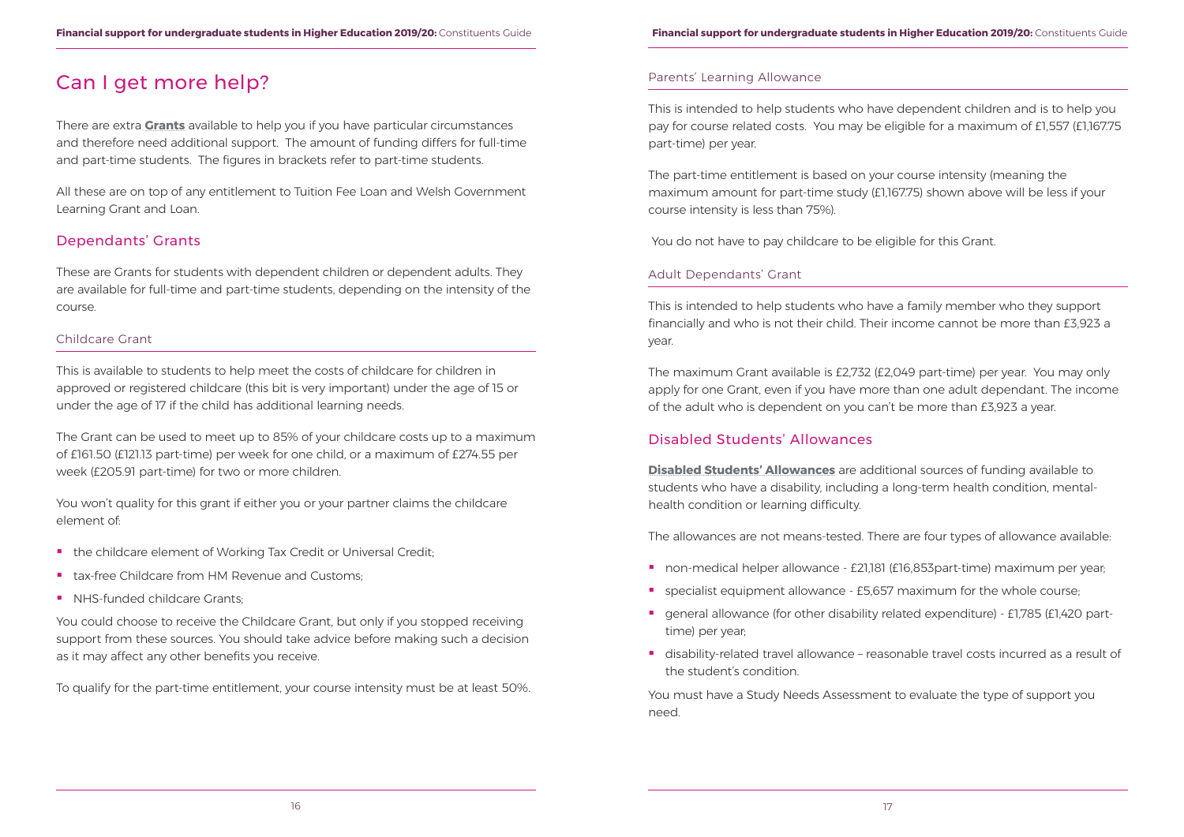# Can I get more help?

There are extra **Grants** available to help you if you have particular circumstances and therefore need additional support. The amount of funding differs for full-time and part-time students. The figures in brackets refer to part-time students.

All these are on top of any entitlement to Tuition Fee Loan and Welsh Government Learning Grant and Loan.

## Dependants' Grants

These are Grants for students with dependent children or dependent adults. They are available for full-time and part-time students, depending on the intensity of the course.

### Childcare Grant

This is available to students to help meet the costs of childcare for children in approved or registered childcare (this bit is very important) under the age of 15 or under the age of 17 if the child has additional learning needs.

The Grant can be used to meet up to 85% of your childcare costs up to a maximum of £161.50 (£121.13 part-time) per week for one child, or a maximum of £274.55 per week (£205.91 part-time) for two or more children.

You won't quality for this grant if either you or your partner claims the childcare element of:

- the childcare element of Working Tax Credit or Universal Credit;
- tax-free Childcare from HM Revenue and Customs;
- NHS-funded childcare Grants;

You could choose to receive the Childcare Grant, but only if you stopped receiving support from these sources. You should take advice before making such a decision as it may affect any other benefits you receive.

To qualify for the part-time entitlement, your course intensity must be at least 50%.

### Parents' Learning Allowance

This is intended to help students who have dependent children and is to help you pay for course related costs. You may be eligible for a maximum of £1,557 (£1,167.75 part-time) per year.

The part-time entitlement is based on your course intensity (meaning the maximum amount for part-time study (£1,167.75) shown above will be less if your course intensity is less than 75%).

You do not have to pay childcare to be eligible for this Grant.

### Adult Dependants' Grant

This is intended to help students who have a family member who they support financially and who is not their child. Their income cannot be more than £3,923 a year.

The maximum Grant available is £2,732 (£2,049 part-time) per year. You may only apply for one Grant, even if you have more than one adult dependant. The income of the adult who is dependent on you can't be more than £3,923 a year.

## Disabled Students' Allowances

**Disabled Students' Allowances** are additional sources of funding available to students who have a disability, including a long-term health condition, mental-health condition or learning difficulty.

The allowances are not means-tested. There are four types of allowance available:

- non-medical helper allowance - £21,181 (£16,853part-time) maximum per year;
- specialist equipment allowance - £5,657 maximum for the whole course;
- general allowance (for other disability related expenditure) - £1,785 (£1,420 part-time) per year;
- disability-related travel allowance – reasonable travel costs incurred as a result of the student's condition.

You must have a Study Needs Assessment to evaluate the type of support you need.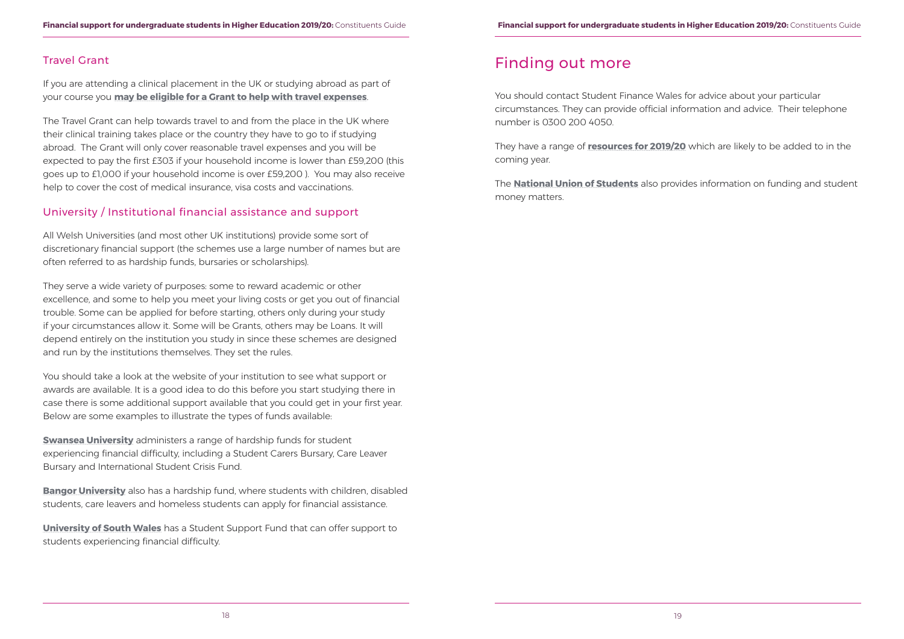## Travel Grant

If you are attending a clinical placement in the UK or studying abroad as part of your course you **may be eligible for a Grant to help with travel expenses**.

The Travel Grant can help towards travel to and from the place in the UK where their clinical training takes place or the country they have to go to if studying abroad. The Grant will only cover reasonable travel expenses and you will be expected to pay the first £303 if your household income is lower than £59,200 (this goes up to £1,000 if your household income is over £59,200 ). You may also receive help to cover the cost of medical insurance, visa costs and vaccinations.

## University / Institutional financial assistance and support

All Welsh Universities (and most other UK institutions) provide some sort of discretionary financial support (the schemes use a large number of names but are often referred to as hardship funds, bursaries or scholarships).

They serve a wide variety of purposes: some to reward academic or other excellence, and some to help you meet your living costs or get you out of financial trouble. Some can be applied for before starting, others only during your study if your circumstances allow it. Some will be Grants, others may be Loans. It will depend entirely on the institution you study in since these schemes are designed and run by the institutions themselves. They set the rules.

You should take a look at the website of your institution to see what support or awards are available. It is a good idea to do this before you start studying there in case there is some additional support available that you could get in your first year. Below are some examples to illustrate the types of funds available:

**Swansea University** administers a range of hardship funds for student experiencing financial difficulty, including a Student Carers Bursary, Care Leaver Bursary and International Student Crisis Fund.

**Bangor University** also has a hardship fund, where students with children, disabled students, care leavers and homeless students can apply for financial assistance.

**University of South Wales** has a Student Support Fund that can offer support to students experiencing financial difficulty.

# Finding out more

You should contact Student Finance Wales for advice about your particular circumstances. They can provide official information and advice. Their telephone number is 0300 200 4050.

They have a range of **resources for 2019/20** which are likely to be added to in the coming year.

The **National Union of Students** also provides information on funding and student money matters.